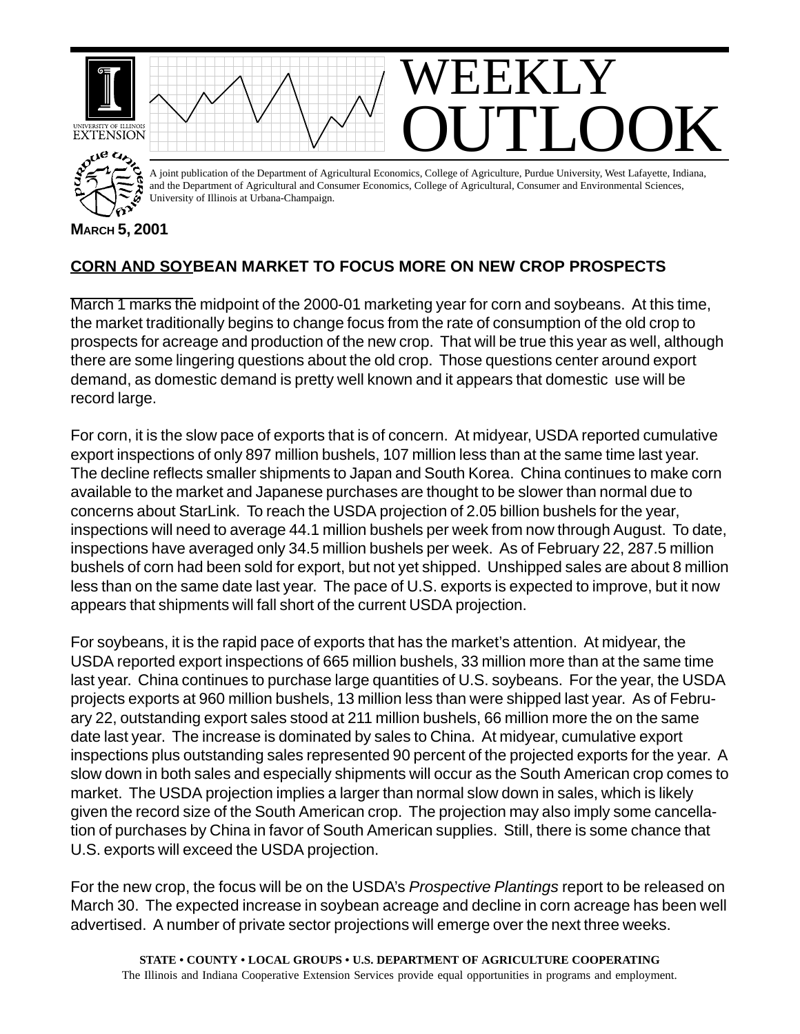# WEEKLY OUTLOOK

A joint publication of the Department of Agricultural Economics, College of Agriculture, Purdue University, West Lafayette, Indiana, and the Department of Agricultural and Consumer Economics, College of Agricultural, Consumer and Environmental Sciences, University of Illinois at Urbana-Champaign.

**MARCH 5, 2001**

## CORN AND SOYBEAN MARKET TO FOCUS MORE ON NEW CROP PROSPECTS

March 1 marks the midpoint of the 2000-01 marketing year for corn and soybeans. At this time, the market traditionally begins to change focus from the rate of consumption of the old crop to prospects for acreage and production of the new crop. That will be true this year as well, although there are some lingering questions about the old crop. Those questions center around export demand, as domestic demand is pretty well known and it appears that domestic use will be record large.

For corn, it is the slow pace of exports that is of concern. At midyear, USDA reported cumulative export inspections of only 897 million bushels, 107 million less than at the same time last year. The decline reflects smaller shipments to Japan and South Korea. China continues to make corn available to the market and Japanese purchases are thought to be slower than normal due to concerns about StarLink. To reach the USDA projection of 2.05 billion bushels for the year, inspections will need to average 44.1 million bushels per week from now through August. To date, inspections have averaged only 34.5 million bushels per week. As of February 22, 287.5 million bushels of corn had been sold for export, but not yet shipped. Unshipped sales are about 8 million less than on the same date last year. The pace of U.S. exports is expected to improve, but it now appears that shipments will fall short of the current USDA projection.

For soybeans, it is the rapid pace of exports that has the market's attention. At midyear, the USDA reported export inspections of 665 million bushels, 33 million more than at the same time last year. China continues to purchase large quantities of U.S. soybeans. For the year, the USDA projects exports at 960 million bushels, 13 million less than were shipped last year. As of February 22, outstanding export sales stood at 211 million bushels, 66 million more the on the same date last year. The increase is dominated by sales to China. At midyear, cumulative export inspections plus outstanding sales represented 90 percent of the projected exports for the year. A slow down in both sales and especially shipments will occur as the South American crop comes to market. The USDA projection implies a larger than normal slow down in sales, which is likely given the record size of the South American crop. The projection may also imply some cancellation of purchases by China in favor of South American supplies. Still, there is some chance that U.S. exports will exceed the USDA projection.

For the new crop, the focus will be on the USDA's *Prospective Plantings* report to be released on March 30. The expected increase in soybean acreage and decline in corn acreage has been well advertised. A number of private sector projections will emerge over the next three weeks.

**STATE • COUNTY • LOCAL GROUPS • U.S. DEPARTMENT OF AGRICULTURE COOPERATING**
The Illinois and Indiana Cooperative Extension Services provide equal opportunities in programs and employment.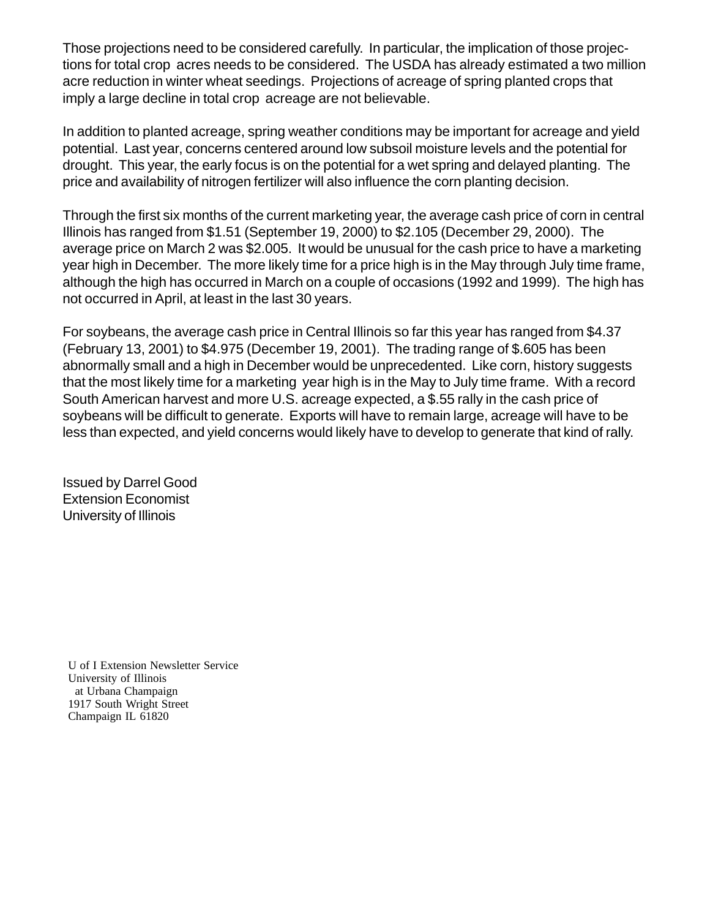Those projections need to be considered carefully. In particular, the implication of those projections for total crop acres needs to be considered. The USDA has already estimated a two million acre reduction in winter wheat seedings. Projections of acreage of spring planted crops that imply a large decline in total crop acreage are not believable.

In addition to planted acreage, spring weather conditions may be important for acreage and yield potential. Last year, concerns centered around low subsoil moisture levels and the potential for drought. This year, the early focus is on the potential for a wet spring and delayed planting. The price and availability of nitrogen fertilizer will also influence the corn planting decision.

Through the first six months of the current marketing year, the average cash price of corn in central Illinois has ranged from $1.51 (September 19, 2000) to $2.105 (December 29, 2000). The average price on March 2 was $2.005. It would be unusual for the cash price to have a marketing year high in December. The more likely time for a price high is in the May through July time frame, although the high has occurred in March on a couple of occasions (1992 and 1999). The high has not occurred in April, at least in the last 30 years.

For soybeans, the average cash price in Central Illinois so far this year has ranged from $4.37 (February 13, 2001) to $4.975 (December 19, 2001). The trading range of $.605 has been abnormally small and a high in December would be unprecedented. Like corn, history suggests that the most likely time for a marketing year high is in the May to July time frame. With a record South American harvest and more U.S. acreage expected, a $.55 rally in the cash price of soybeans will be difficult to generate. Exports will have to remain large, acreage will have to be less than expected, and yield concerns would likely have to develop to generate that kind of rally.

Issued by Darrel Good
Extension Economist
University of Illinois

U of I Extension Newsletter Service
University of Illinois
at Urbana Champaign
1917 South Wright Street
Champaign IL 61820